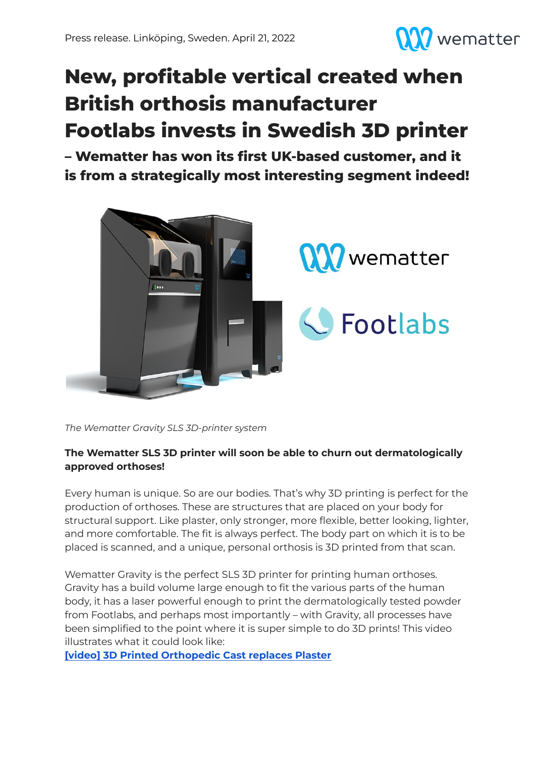Press release. Linköping, Sweden. April 21, 2022

# New, profitable vertical created when British orthosis manufacturer Footlabs invests in Swedish 3D printer

## – Wematter has won its first UK-based customer, and it is from a strategically most interesting segment indeed!

*The Wematter Gravity SLS 3D-printer system*

**The Wematter SLS 3D printer will soon be able to churn out dermatologically approved orthoses!**

Every human is unique. So are our bodies. That's why 3D printing is perfect for the production of orthoses. These are structures that are placed on your body for structural support. Like plaster, only stronger, more flexible, better looking, lighter, and more comfortable. The fit is always perfect. The body part on which it is to be placed is scanned, and a unique, personal orthosis is 3D printed from that scan.

Wematter Gravity is the perfect SLS 3D printer for printing human orthoses. Gravity has a build volume large enough to fit the various parts of the human body, it has a laser powerful enough to print the dermatologically tested powder from Footlabs, and perhaps most importantly – with Gravity, all processes have been simplified to the point where it is super simple to do 3D prints! This video illustrates what it could look like:
**[video] 3D Printed Orthopedic Cast replaces Plaster**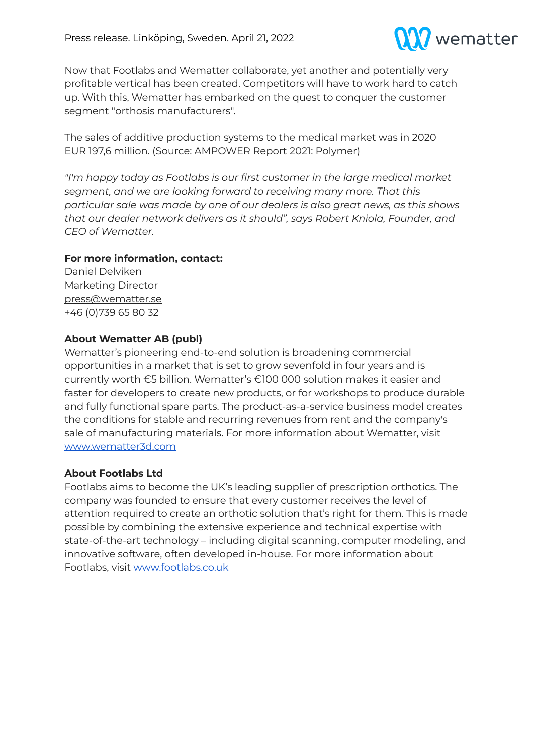Now that Footlabs and Wematter collaborate, yet another and potentially very profitable vertical has been created. Competitors will have to work hard to catch up. With this, Wematter has embarked on the quest to conquer the customer segment "orthosis manufacturers".

The sales of additive production systems to the medical market was in 2020 EUR 197,6 million. (Source: AMPOWER Report 2021: Polymer)

*"I'm happy today as Footlabs is our first customer in the large medical market segment, and we are looking forward to receiving many more. That this particular sale was made by one of our dealers is also great news, as this shows that our dealer network delivers as it should", says Robert Kniola, Founder, and CEO of Wematter.*

**For more information, contact:**
Daniel Delviken
Marketing Director
press@wematter.se
+46 (0)739 65 80 32

**About Wematter AB (publ)**
Wematter's pioneering end-to-end solution is broadening commercial opportunities in a market that is set to grow sevenfold in four years and is currently worth €5 billion. Wematter's €100 000 solution makes it easier and faster for developers to create new products, or for workshops to produce durable and fully functional spare parts. The product-as-a-service business model creates the conditions for stable and recurring revenues from rent and the company's sale of manufacturing materials. For more information about Wematter, visit www.wematter3d.com

**About Footlabs Ltd**
Footlabs aims to become the UK's leading supplier of prescription orthotics. The company was founded to ensure that every customer receives the level of attention required to create an orthotic solution that's right for them. This is made possible by combining the extensive experience and technical expertise with state-of-the-art technology – including digital scanning, computer modeling, and innovative software, often developed in-house. For more information about Footlabs, visit www.footlabs.co.uk